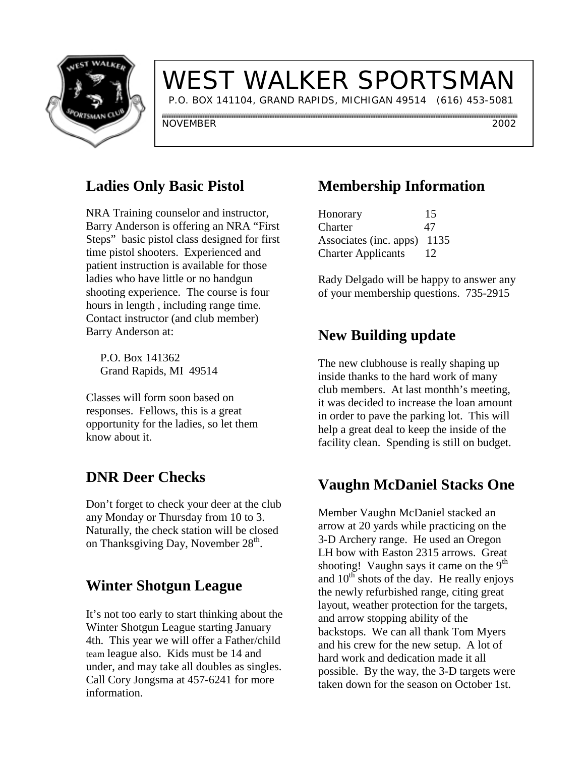# WEST WALKER SPORTSMAN

P.O. BOX 141104, GRAND RAPIDS, MICHIGAN 49514 (616) 453-5081

NOVEMBER 2002

## Ladies Only Basic Pistol

NRA Training counselor and instructor, Barry Anderson is offering an NRA "First Steps" basic pistol class designed for first time pistol shooters. Experienced and patient instruction is available for those ladies who have little or no handgun shooting experience. The course is four hours in length , including range time. Contact instructor (and club member) Barry Anderson at:

P.O. Box 141362
Grand Rapids, MI 49514

Classes will form soon based on responses. Fellows, this is a great opportunity for the ladies, so let them know about it.

## DNR Deer Checks

Don't forget to check your deer at the club any Monday or Thursday from 10 to 3. Naturally, the check station will be closed on Thanksgiving Day, November 28th.

## Winter Shotgun League

It's not too early to start thinking about the Winter Shotgun League starting January 4th. This year we will offer a Father/child team league also. Kids must be 14 and under, and may take all doubles as singles. Call Cory Jongsma at 457-6241 for more information.

## Membership Information

| | |
|---|---|
| Honorary | 15 |
| Charter | 47 |
| Associates (inc. apps) | 1135 |
| Charter Applicants | 12 |

Rady Delgado will be happy to answer any of your membership questions. 735-2915

## New Building update

The new clubhouse is really shaping up inside thanks to the hard work of many club members. At last monthh's meeting, it was decided to increase the loan amount in order to pave the parking lot. This will help a great deal to keep the inside of the facility clean. Spending is still on budget.

## Vaughn McDaniel Stacks One

Member Vaughn McDaniel stacked an arrow at 20 yards while practicing on the 3-D Archery range. He used an Oregon LH bow with Easton 2315 arrows. Great shooting! Vaughn says it came on the 9th and 10th shots of the day. He really enjoys the newly refurbished range, citing great layout, weather protection for the targets, and arrow stopping ability of the backstops. We can all thank Tom Myers and his crew for the new setup. A lot of hard work and dedication made it all possible. By the way, the 3-D targets were taken down for the season on October 1st.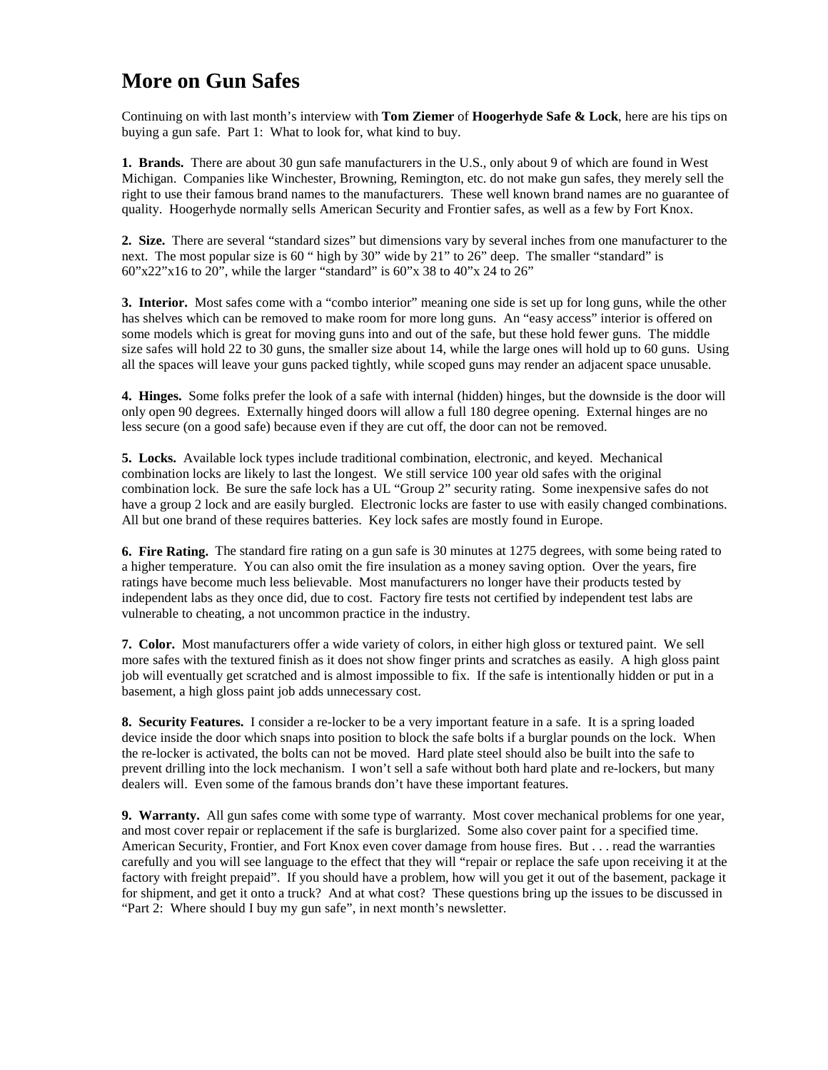# More on Gun Safes

Continuing on with last month's interview with **Tom Ziemer** of **Hoogerhyde Safe & Lock**, here are his tips on buying a gun safe. Part 1: What to look for, what kind to buy.

**1. Brands.** There are about 30 gun safe manufacturers in the U.S., only about 9 of which are found in West Michigan. Companies like Winchester, Browning, Remington, etc. do not make gun safes, they merely sell the right to use their famous brand names to the manufacturers. These well known brand names are no guarantee of quality. Hoogerhyde normally sells American Security and Frontier safes, as well as a few by Fort Knox.

**2. Size.** There are several "standard sizes" but dimensions vary by several inches from one manufacturer to the next. The most popular size is 60 " high by 30" wide by 21" to 26" deep. The smaller "standard" is 60"x22"x16 to 20", while the larger "standard" is 60"x 38 to 40"x 24 to 26"

**3. Interior.** Most safes come with a "combo interior" meaning one side is set up for long guns, while the other has shelves which can be removed to make room for more long guns. An "easy access" interior is offered on some models which is great for moving guns into and out of the safe, but these hold fewer guns. The middle size safes will hold 22 to 30 guns, the smaller size about 14, while the large ones will hold up to 60 guns. Using all the spaces will leave your guns packed tightly, while scoped guns may render an adjacent space unusable.

**4. Hinges.** Some folks prefer the look of a safe with internal (hidden) hinges, but the downside is the door will only open 90 degrees. Externally hinged doors will allow a full 180 degree opening. External hinges are no less secure (on a good safe) because even if they are cut off, the door can not be removed.

**5. Locks.** Available lock types include traditional combination, electronic, and keyed. Mechanical combination locks are likely to last the longest. We still service 100 year old safes with the original combination lock. Be sure the safe lock has a UL "Group 2" security rating. Some inexpensive safes do not have a group 2 lock and are easily burgled. Electronic locks are faster to use with easily changed combinations. All but one brand of these requires batteries. Key lock safes are mostly found in Europe.

**6. Fire Rating.** The standard fire rating on a gun safe is 30 minutes at 1275 degrees, with some being rated to a higher temperature. You can also omit the fire insulation as a money saving option. Over the years, fire ratings have become much less believable. Most manufacturers no longer have their products tested by independent labs as they once did, due to cost. Factory fire tests not certified by independent test labs are vulnerable to cheating, a not uncommon practice in the industry.

**7. Color.** Most manufacturers offer a wide variety of colors, in either high gloss or textured paint. We sell more safes with the textured finish as it does not show finger prints and scratches as easily. A high gloss paint job will eventually get scratched and is almost impossible to fix. If the safe is intentionally hidden or put in a basement, a high gloss paint job adds unnecessary cost.

**8. Security Features.** I consider a re-locker to be a very important feature in a safe. It is a spring loaded device inside the door which snaps into position to block the safe bolts if a burglar pounds on the lock. When the re-locker is activated, the bolts can not be moved. Hard plate steel should also be built into the safe to prevent drilling into the lock mechanism. I won't sell a safe without both hard plate and re-lockers, but many dealers will. Even some of the famous brands don't have these important features.

**9. Warranty.** All gun safes come with some type of warranty. Most cover mechanical problems for one year, and most cover repair or replacement if the safe is burglarized. Some also cover paint for a specified time. American Security, Frontier, and Fort Knox even cover damage from house fires. But . . . read the warranties carefully and you will see language to the effect that they will "repair or replace the safe upon receiving it at the factory with freight prepaid". If you should have a problem, how will you get it out of the basement, package it for shipment, and get it onto a truck? And at what cost? These questions bring up the issues to be discussed in "Part 2: Where should I buy my gun safe", in next month's newsletter.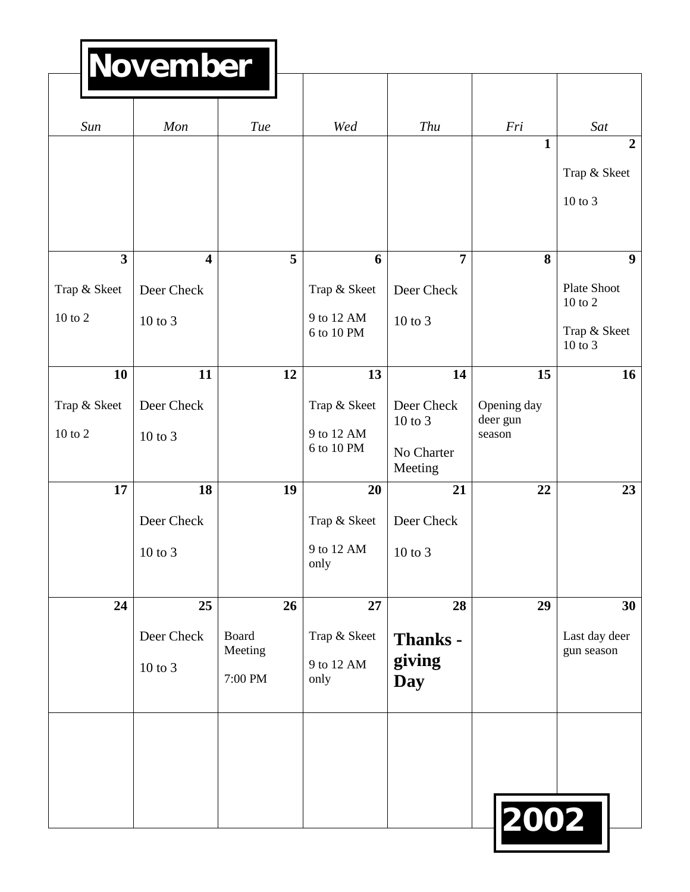# November

| Sun | Mon | Tue | Wed | Thu | Fri | Sat |
|---|---|---|---|---|---|---|
| | | | | | **1** | **2** Trap & Skeet 10 to 3 |
| **3** Trap & Skeet 10 to 2 | **4** Deer Check 10 to 3 | **5** | **6** Trap & Skeet 9 to 12 AM 6 to 10 PM | **7** Deer Check 10 to 3 | **8** | **9** Plate Shoot 10 to 2 Trap & Skeet 10 to 3 |
| **10** Trap & Skeet 10 to 2 | **11** Deer Check 10 to 3 | **12** | **13** Trap & Skeet 9 to 12 AM 6 to 10 PM | **14** Deer Check 10 to 3 No Charter Meeting | **15** Opening day deer gun season | **16** |
| **17** | **18** Deer Check 10 to 3 | **19** | **20** Trap & Skeet 9 to 12 AM only | **21** Deer Check 10 to 3 | **22** | **23** |
| **24** | **25** Deer Check 10 to 3 | **26** Board Meeting 7:00 PM | **27** Trap & Skeet 9 to 12 AM only | **28** **Thanks - giving Day** | **29** | **30** Last day deer gun season |
| | | | | | | |

# 2002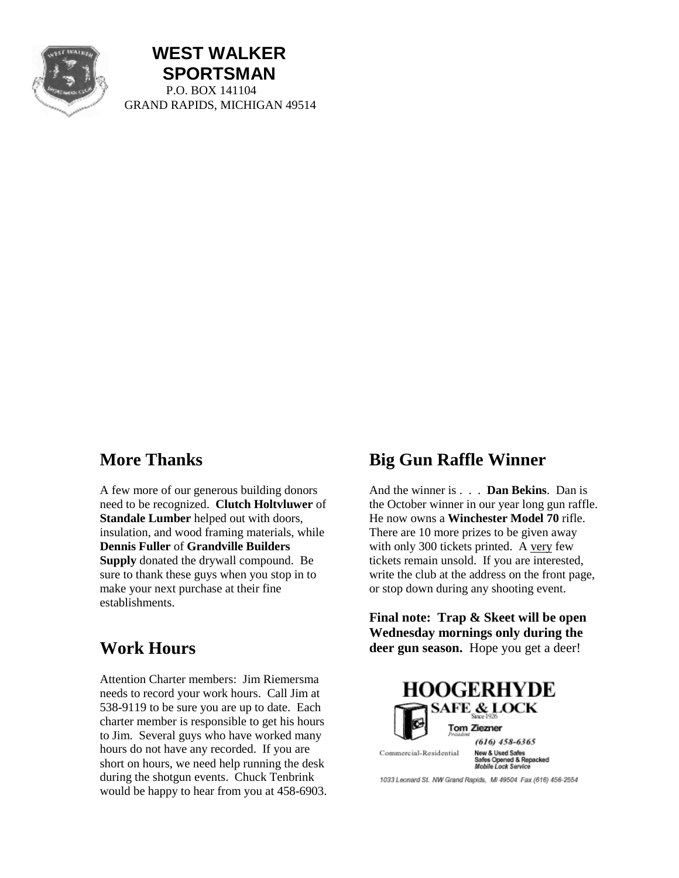**WEST WALKER SPORTSMAN**
P.O. BOX 141104
GRAND RAPIDS, MICHIGAN 49514

## More Thanks

A few more of our generous building donors need to be recognized. **Clutch Holtvluwer** of **Standale Lumber** helped out with doors, insulation, and wood framing materials, while **Dennis Fuller** of **Grandville Builders Supply** donated the drywall compound. Be sure to thank these guys when you stop in to make your next purchase at their fine establishments.

## Work Hours

Attention Charter members: Jim Riemersma needs to record your work hours. Call Jim at 538-9119 to be sure you are up to date. Each charter member is responsible to get his hours to Jim. Several guys who have worked many hours do not have any recorded. If you are short on hours, we need help running the desk during the shotgun events. Chuck Tenbrink would be happy to hear from you at 458-6903.

## Big Gun Raffle Winner

And the winner is . . . **Dan Bekins**. Dan is the October winner in our year long gun raffle. He now owns a **Winchester Model 70** rifle. There are 10 more prizes to be given away with only 300 tickets printed. A <u>very</u> few tickets remain unsold. If you are interested, write the club at the address on the front page, or stop down during any shooting event.

**Final note: Trap & Skeet will be open Wednesday mornings only during the deer gun season.** Hope you get a deer!

**HOOGERHYDE**
**SAFE & LOCK**
Since 1926
**Tom Ziezner**
President
*(616) 458-6365*
Commercial-Residential
New & Used Safes
Safes Opened & Repacked
*Mobile Lock Service*
*1033 Leonard St. NW Grand Rapids, MI 49504 Fax (616) 456-2554*